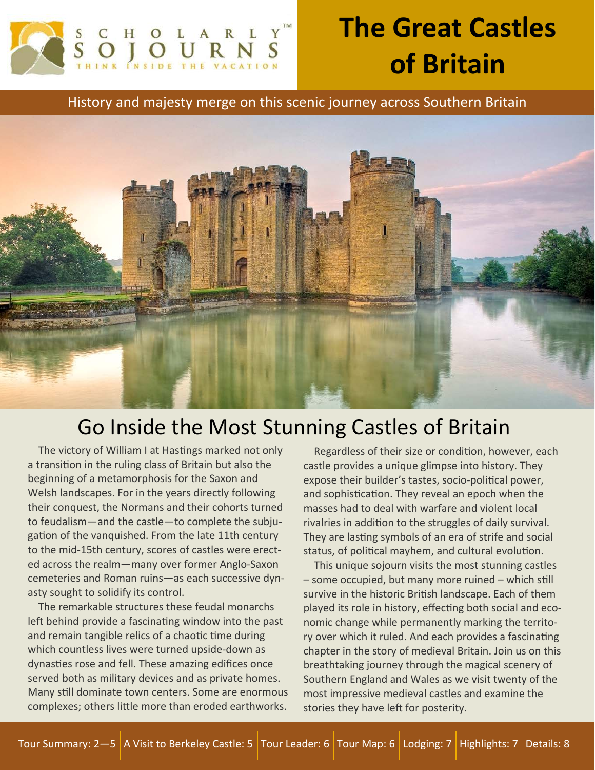SCHOLARLY SOJOURNS™
THINK INSIDE THE VACATION

# The Great Castles of Britain

History and majesty merge on this scenic journey across Southern Britain

## Go Inside the Most Stunning Castles of Britain

The victory of William I at Hastings marked not only a transition in the ruling class of Britain but also the beginning of a metamorphosis for the Saxon and Welsh landscapes. For in the years directly following their conquest, the Normans and their cohorts turned to feudalism—and the castle—to complete the subjugation of the vanquished. From the late 11th century to the mid-15th century, scores of castles were erected across the realm—many over former Anglo-Saxon cemeteries and Roman ruins—as each successive dynasty sought to solidify its control.

The remarkable structures these feudal monarchs left behind provide a fascinating window into the past and remain tangible relics of a chaotic time during which countless lives were turned upside-down as dynasties rose and fell. These amazing edifices once served both as military devices and as private homes. Many still dominate town centers. Some are enormous complexes; others little more than eroded earthworks.

Regardless of their size or condition, however, each castle provides a unique glimpse into history. They expose their builder's tastes, socio-political power, and sophistication. They reveal an epoch when the masses had to deal with warfare and violent local rivalries in addition to the struggles of daily survival. They are lasting symbols of an era of strife and social status, of political mayhem, and cultural evolution.

This unique sojourn visits the most stunning castles – some occupied, but many more ruined – which still survive in the historic British landscape. Each of them played its role in history, effecting both social and economic change while permanently marking the territory over which it ruled. And each provides a fascinating chapter in the story of medieval Britain. Join us on this breathtaking journey through the magical scenery of Southern England and Wales as we visit twenty of the most impressive medieval castles and examine the stories they have left for posterity.

Tour Summary: 2—5 | A Visit to Berkeley Castle: 5 | Tour Leader: 6 | Tour Map: 6 | Lodging: 7 | Highlights: 7 | Details: 8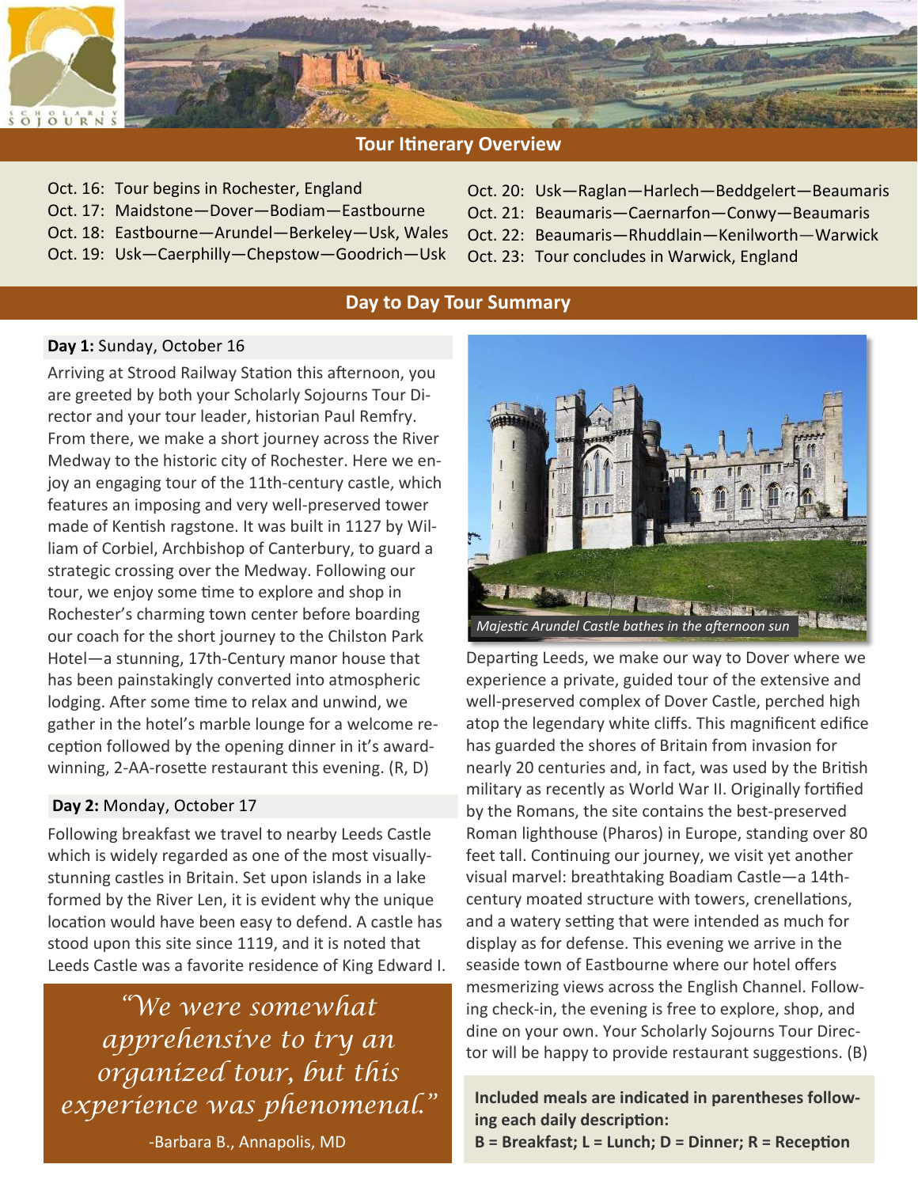## Tour Itinerary Overview

Oct. 16: Tour begins in Rochester, England
Oct. 17: Maidstone—Dover—Bodiam—Eastbourne
Oct. 18: Eastbourne—Arundel—Berkeley—Usk, Wales
Oct. 19: Usk—Caerphilly—Chepstow—Goodrich—Usk
Oct. 20: Usk—Raglan—Harlech—Beddgelert—Beaumaris
Oct. 21: Beaumaris—Caernarfon—Conwy—Beaumaris
Oct. 22: Beaumaris—Rhuddlain—Kenilworth—Warwick
Oct. 23: Tour concludes in Warwick, England

## Day to Day Tour Summary

**Day 1:** Sunday, October 16

Arriving at Strood Railway Station this afternoon, you are greeted by both your Scholarly Sojourns Tour Director and your tour leader, historian Paul Remfry. From there, we make a short journey across the River Medway to the historic city of Rochester. Here we enjoy an engaging tour of the 11th-century castle, which features an imposing and very well-preserved tower made of Kentish ragstone. It was built in 1127 by William of Corbiel, Archbishop of Canterbury, to guard a strategic crossing over the Medway. Following our tour, we enjoy some time to explore and shop in Rochester's charming town center before boarding our coach for the short journey to the Chilston Park Hotel—a stunning, 17th-Century manor house that has been painstakingly converted into atmospheric lodging. After some time to relax and unwind, we gather in the hotel's marble lounge for a welcome reception followed by the opening dinner in it's award-winning, 2-AA-rosette restaurant this evening. (R, D)

**Day 2:** Monday, October 17

Following breakfast we travel to nearby Leeds Castle which is widely regarded as one of the most visually-stunning castles in Britain. Set upon islands in a lake formed by the River Len, it is evident why the unique location would have been easy to defend. A castle has stood upon this site since 1119, and it is noted that Leeds Castle was a favorite residence of King Edward I.

> *"We were somewhat apprehensive to try an organized tour, but this experience was phenomenal."*
>
> -Barbara B., Annapolis, MD

*Majestic Arundel Castle bathes in the afternoon sun*

Departing Leeds, we make our way to Dover where we experience a private, guided tour of the extensive and well-preserved complex of Dover Castle, perched high atop the legendary white cliffs. This magnificent edifice has guarded the shores of Britain from invasion for nearly 20 centuries and, in fact, was used by the British military as recently as World War II. Originally fortified by the Romans, the site contains the best-preserved Roman lighthouse (Pharos) in Europe, standing over 80 feet tall. Continuing our journey, we visit yet another visual marvel: breathtaking Boadiam Castle—a 14th-century moated structure with towers, crenellations, and a watery setting that were intended as much for display as for defense. This evening we arrive in the seaside town of Eastbourne where our hotel offers mesmerizing views across the English Channel. Following check-in, the evening is free to explore, shop, and dine on your own. Your Scholarly Sojourns Tour Director will be happy to provide restaurant suggestions. (B)

**Included meals are indicated in parentheses following each daily description:**
**B = Breakfast; L = Lunch; D = Dinner; R = Reception**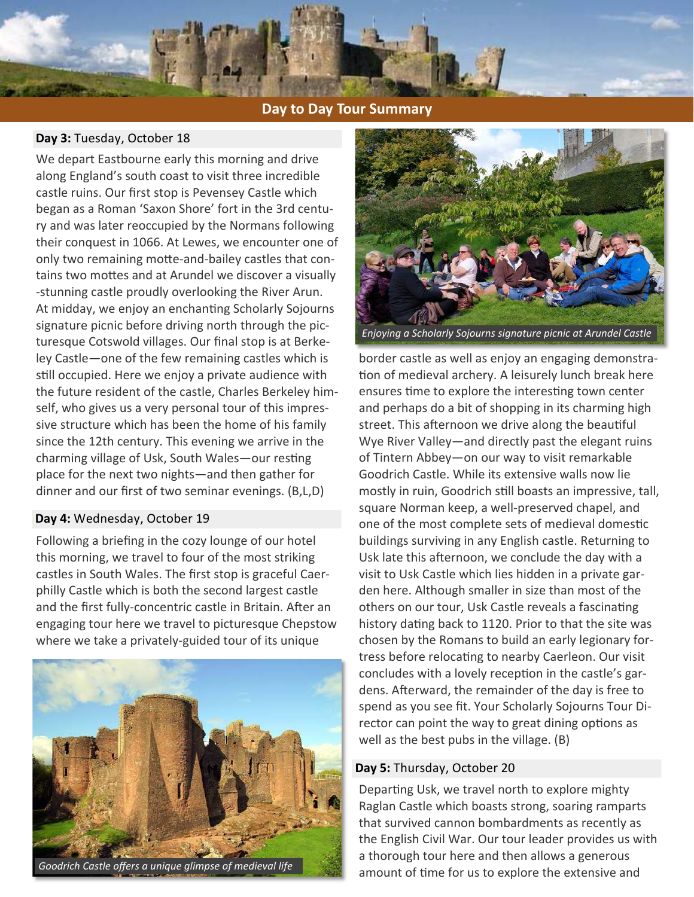## Day to Day Tour Summary

**Day 3:** Tuesday, October 18

We depart Eastbourne early this morning and drive along England's south coast to visit three incredible castle ruins. Our first stop is Pevensey Castle which began as a Roman 'Saxon Shore' fort in the 3rd century and was later reoccupied by the Normans following their conquest in 1066. At Lewes, we encounter one of only two remaining motte-and-bailey castles that contains two mottes and at Arundel we discover a visually-stunning castle proudly overlooking the River Arun. At midday, we enjoy an enchanting Scholarly Sojourns signature picnic before driving north through the picturesque Cotswold villages. Our final stop is at Berkeley Castle—one of the few remaining castles which is still occupied. Here we enjoy a private audience with the future resident of the castle, Charles Berkeley himself, who gives us a very personal tour of this impressive structure which has been the home of his family since the 12th century. This evening we arrive in the charming village of Usk, South Wales—our resting place for the next two nights—and then gather for dinner and our first of two seminar evenings. (B,L,D)

**Day 4:** Wednesday, October 19

Following a briefing in the cozy lounge of our hotel this morning, we travel to four of the most striking castles in South Wales. The first stop is graceful Caerphilly Castle which is both the second largest castle and the first fully-concentric castle in Britain. After an engaging tour here we travel to picturesque Chepstow where we take a privately-guided tour of its unique border castle as well as enjoy an engaging demonstration of medieval archery. A leisurely lunch break here ensures time to explore the interesting town center and perhaps do a bit of shopping in its charming high street. This afternoon we drive along the beautiful Wye River Valley—and directly past the elegant ruins of Tintern Abbey—on our way to visit remarkable Goodrich Castle. While its extensive walls now lie mostly in ruin, Goodrich still boasts an impressive, tall, square Norman keep, a well-preserved chapel, and one of the most complete sets of medieval domestic buildings surviving in any English castle. Returning to Usk late this afternoon, we conclude the day with a visit to Usk Castle which lies hidden in a private garden here. Although smaller in size than most of the others on our tour, Usk Castle reveals a fascinating history dating back to 1120. Prior to that the site was chosen by the Romans to build an early legionary fortress before relocating to nearby Caerleon. Our visit concludes with a lovely reception in the castle's gardens. Afterward, the remainder of the day is free to spend as you see fit. Your Scholarly Sojourns Tour Director can point the way to great dining options as well as the best pubs in the village. (B)

*Enjoying a Scholarly Sojourns signature picnic at Arundel Castle*

*Goodrich Castle offers a unique glimpse of medieval life*

**Day 5:** Thursday, October 20

Departing Usk, we travel north to explore mighty Raglan Castle which boasts strong, soaring ramparts that survived cannon bombardments as recently as the English Civil War. Our tour leader provides us with a thorough tour here and then allows a generous amount of time for us to explore the extensive and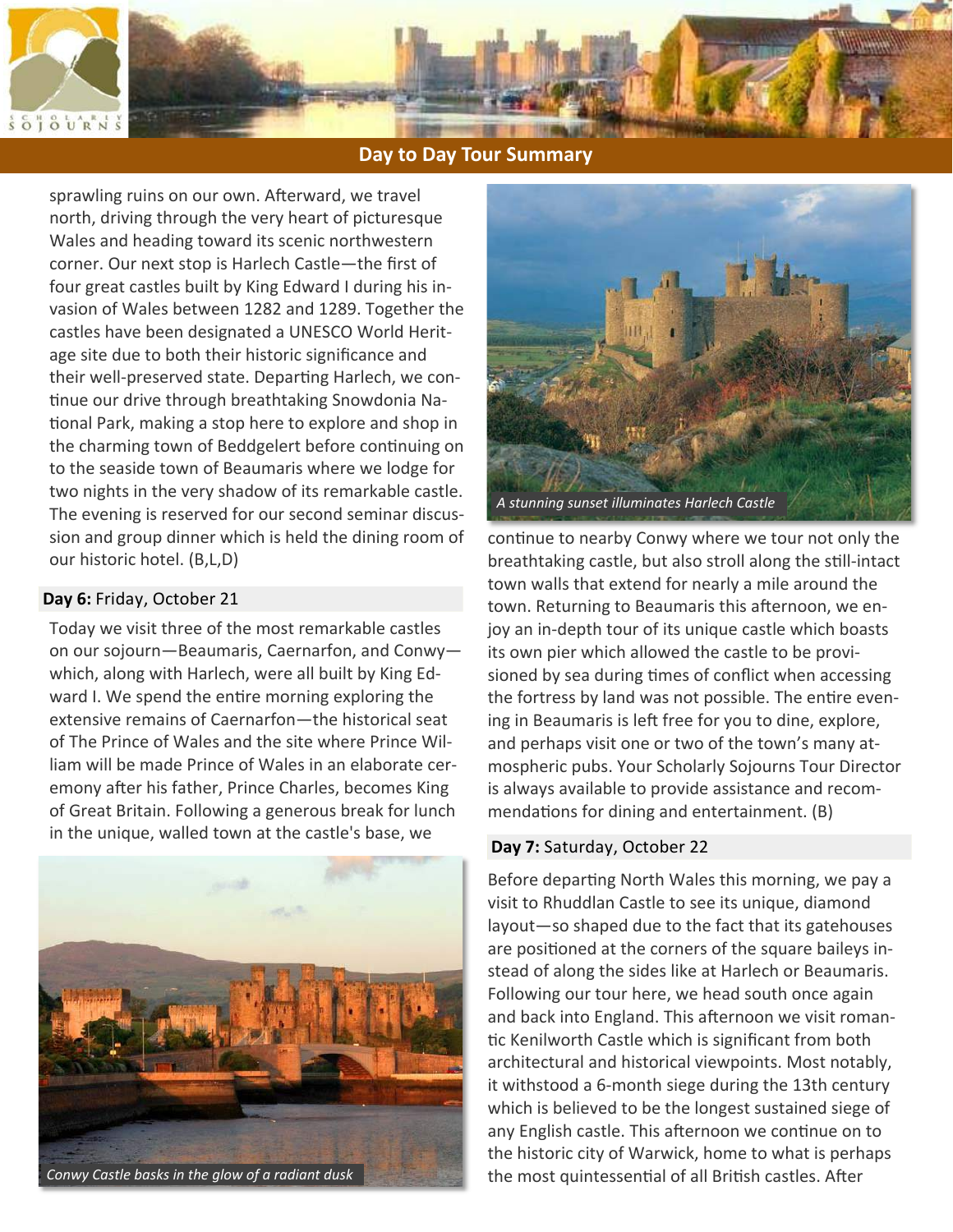## Day to Day Tour Summary

sprawling ruins on our own. Afterward, we travel north, driving through the very heart of picturesque Wales and heading toward its scenic northwestern corner. Our next stop is Harlech Castle—the first of four great castles built by King Edward I during his invasion of Wales between 1282 and 1289. Together the castles have been designated a UNESCO World Heritage site due to both their historic significance and their well-preserved state. Departing Harlech, we continue our drive through breathtaking Snowdonia National Park, making a stop here to explore and shop in the charming town of Beddgelert before continuing on to the seaside town of Beaumaris where we lodge for two nights in the very shadow of its remarkable castle. The evening is reserved for our second seminar discussion and group dinner which is held the dining room of our historic hotel. (B,L,D)

**Day 6:** Friday, October 21

Today we visit three of the most remarkable castles on our sojourn—Beaumaris, Caernarfon, and Conwy—which, along with Harlech, were all built by King Edward I. We spend the entire morning exploring the extensive remains of Caernarfon—the historical seat of The Prince of Wales and the site where Prince William will be made Prince of Wales in an elaborate ceremony after his father, Prince Charles, becomes King of Great Britain. Following a generous break for lunch in the unique, walled town at the castle's base, we continue to nearby Conwy where we tour not only the breathtaking castle, but also stroll along the still-intact town walls that extend for nearly a mile around the town. Returning to Beaumaris this afternoon, we enjoy an in-depth tour of its unique castle which boasts its own pier which allowed the castle to be provisioned by sea during times of conflict when accessing the fortress by land was not possible. The entire evening in Beaumaris is left free for you to dine, explore, and perhaps visit one or two of the town's many atmospheric pubs. Your Scholarly Sojourns Tour Director is always available to provide assistance and recommendations for dining and entertainment. (B)

*A stunning sunset illuminates Harlech Castle*

*Conwy Castle basks in the glow of a radiant dusk*

**Day 7:** Saturday, October 22

Before departing North Wales this morning, we pay a visit to Rhuddlan Castle to see its unique, diamond layout—so shaped due to the fact that its gatehouses are positioned at the corners of the square baileys instead of along the sides like at Harlech or Beaumaris. Following our tour here, we head south once again and back into England. This afternoon we visit romantic Kenilworth Castle which is significant from both architectural and historical viewpoints. Most notably, it withstood a 6-month siege during the 13th century which is believed to be the longest sustained siege of any English castle. This afternoon we continue on to the historic city of Warwick, home to what is perhaps the most quintessential of all British castles. After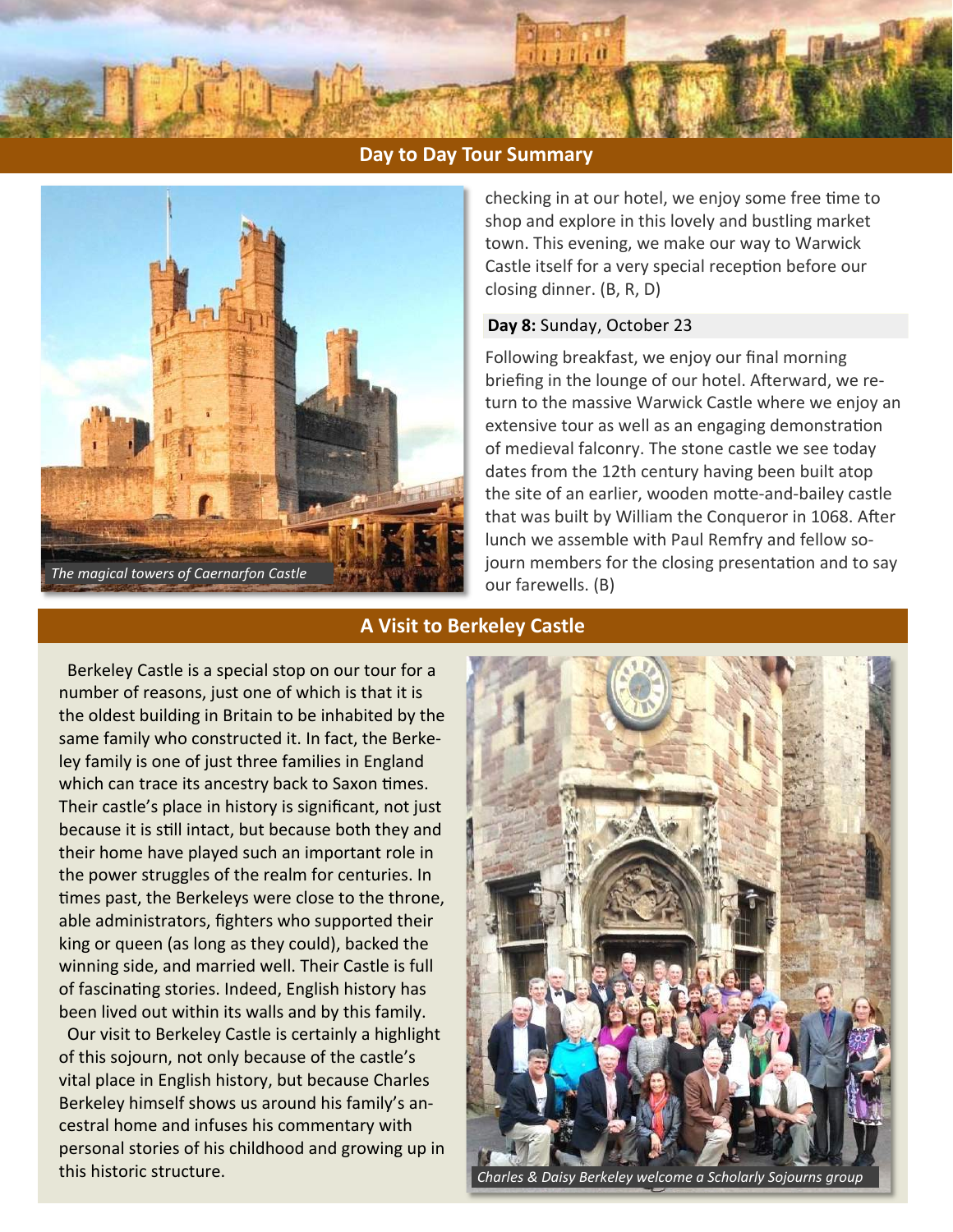## Day to Day Tour Summary

The magical towers of Caernarfon Castle

checking in at our hotel, we enjoy some free time to shop and explore in this lovely and bustling market town. This evening, we make our way to Warwick Castle itself for a very special reception before our closing dinner. (B, R, D)

**Day 8:** Sunday, October 23

Following breakfast, we enjoy our final morning briefing in the lounge of our hotel. Afterward, we return to the massive Warwick Castle where we enjoy an extensive tour as well as an engaging demonstration of medieval falconry. The stone castle we see today dates from the 12th century having been built atop the site of an earlier, wooden motte-and-bailey castle that was built by William the Conqueror in 1068. After lunch we assemble with Paul Remfry and fellow sojourn members for the closing presentation and to say our farewells. (B)

## A Visit to Berkeley Castle

Berkeley Castle is a special stop on our tour for a number of reasons, just one of which is that it is the oldest building in Britain to be inhabited by the same family who constructed it. In fact, the Berkeley family is one of just three families in England which can trace its ancestry back to Saxon times. Their castle's place in history is significant, not just because it is still intact, but because both they and their home have played such an important role in the power struggles of the realm for centuries. In times past, the Berkeleys were close to the throne, able administrators, fighters who supported their king or queen (as long as they could), backed the winning side, and married well. Their Castle is full of fascinating stories. Indeed, English history has been lived out within its walls and by this family.

Our visit to Berkeley Castle is certainly a highlight of this sojourn, not only because of the castle's vital place in English history, but because Charles Berkeley himself shows us around his family's ancestral home and infuses his commentary with personal stories of his childhood and growing up in this historic structure.

Charles & Daisy Berkeley welcome a Scholarly Sojourns group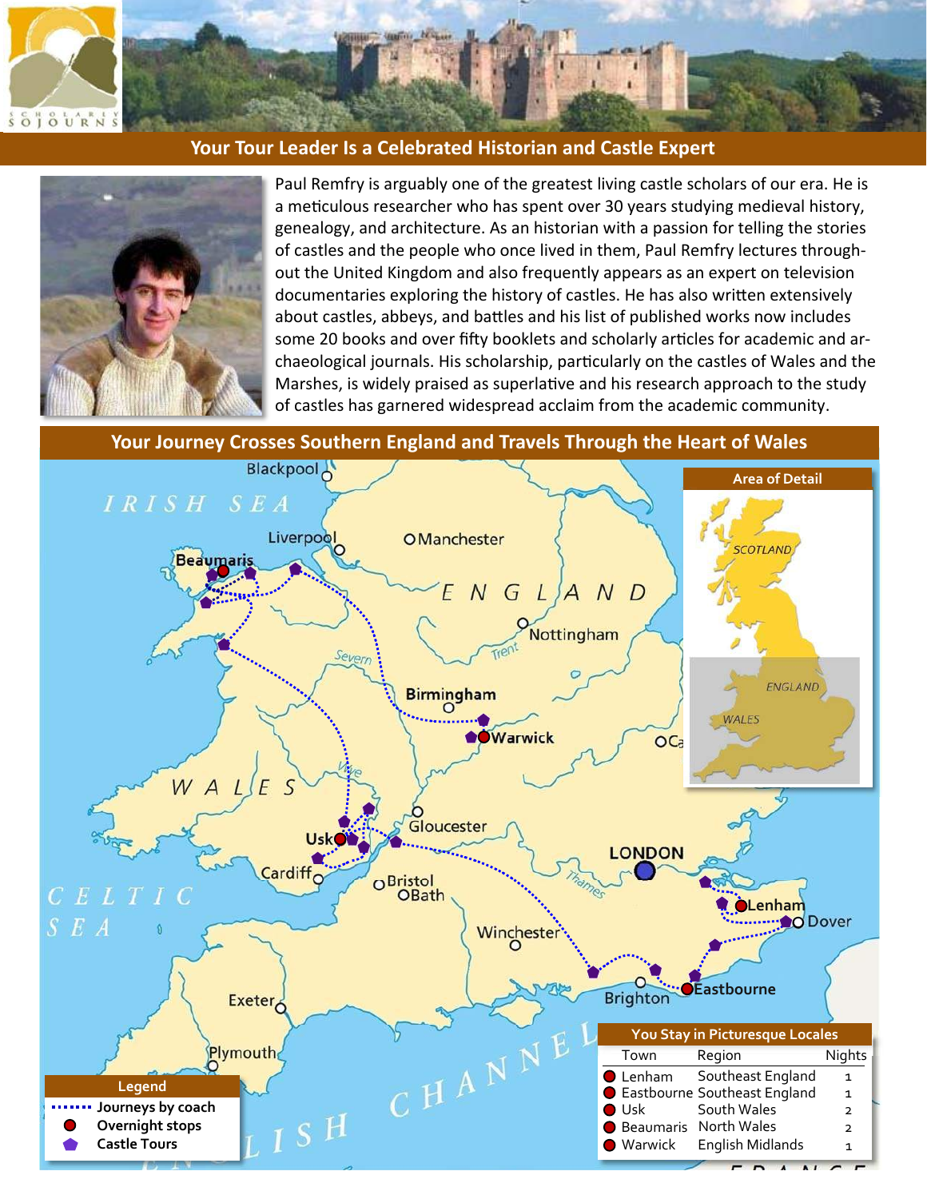## Your Tour Leader Is a Celebrated Historian and Castle Expert

Paul Remfry is arguably one of the greatest living castle scholars of our era. He is a meticulous researcher who has spent over 30 years studying medieval history, genealogy, and architecture. As an historian with a passion for telling the stories of castles and the people who once lived in them, Paul Remfry lectures throughout the United Kingdom and also frequently appears as an expert on television documentaries exploring the history of castles. He has also written extensively about castles, abbeys, and battles and his list of published works now includes some 20 books and over fifty booklets and scholarly articles for academic and archaeological journals. His scholarship, particularly on the castles of Wales and the Marshes, is widely praised as superlative and his research approach to the study of castles has garnered widespread acclaim from the academic community.

## Your Journey Crosses Southern England and Travels Through the Heart of Wales

**Legend**

- Journeys by coach
- Overnight stops
- Castle Tours

**You Stay in Picturesque Locales**

| Town | Region | Nights |
|---|---|---|
| Lenham | Southeast England | 1 |
| Eastbourne | Southeast England | 1 |
| Usk | South Wales | 2 |
| Beaumaris | North Wales | 2 |
| Warwick | English Midlands | 1 |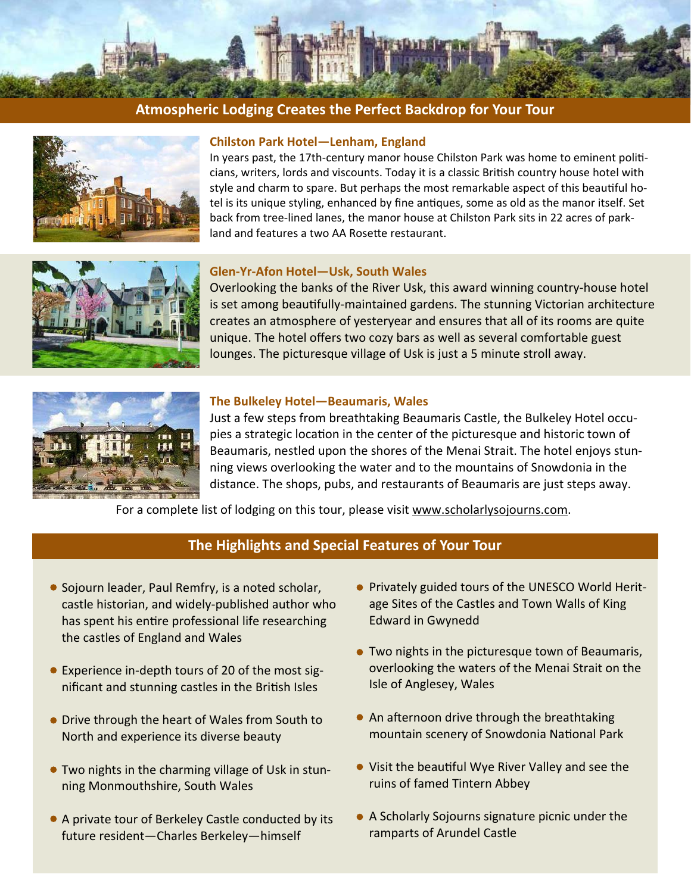## Atmospheric Lodging Creates the Perfect Backdrop for Your Tour

### Chilston Park Hotel—Lenham, England

In years past, the 17th-century manor house Chilston Park was home to eminent politicians, writers, lords and viscounts. Today it is a classic British country house hotel with style and charm to spare. But perhaps the most remarkable aspect of this beautiful hotel is its unique styling, enhanced by fine antiques, some as old as the manor itself. Set back from tree-lined lanes, the manor house at Chilston Park sits in 22 acres of parkland and features a two AA Rosette restaurant.

### Glen-Yr-Afon Hotel—Usk, South Wales

Overlooking the banks of the River Usk, this award winning country-house hotel is set among beautifully-maintained gardens. The stunning Victorian architecture creates an atmosphere of yesteryear and ensures that all of its rooms are quite unique. The hotel offers two cozy bars as well as several comfortable guest lounges. The picturesque village of Usk is just a 5 minute stroll away.

### The Bulkeley Hotel—Beaumaris, Wales

Just a few steps from breathtaking Beaumaris Castle, the Bulkeley Hotel occupies a strategic location in the center of the picturesque and historic town of Beaumaris, nestled upon the shores of the Menai Strait. The hotel enjoys stunning views overlooking the water and to the mountains of Snowdonia in the distance. The shops, pubs, and restaurants of Beaumaris are just steps away.

For a complete list of lodging on this tour, please visit www.scholarlysojourns.com.

## The Highlights and Special Features of Your Tour

- Sojourn leader, Paul Remfry, is a noted scholar, castle historian, and widely-published author who has spent his entire professional life researching the castles of England and Wales
- Experience in-depth tours of 20 of the most significant and stunning castles in the British Isles
- Drive through the heart of Wales from South to North and experience its diverse beauty
- Two nights in the charming village of Usk in stunning Monmouthshire, South Wales
- A private tour of Berkeley Castle conducted by its future resident—Charles Berkeley—himself
- Privately guided tours of the UNESCO World Heritage Sites of the Castles and Town Walls of King Edward in Gwynedd
- Two nights in the picturesque town of Beaumaris, overlooking the waters of the Menai Strait on the Isle of Anglesey, Wales
- An afternoon drive through the breathtaking mountain scenery of Snowdonia National Park
- Visit the beautiful Wye River Valley and see the ruins of famed Tintern Abbey
- A Scholarly Sojourns signature picnic under the ramparts of Arundel Castle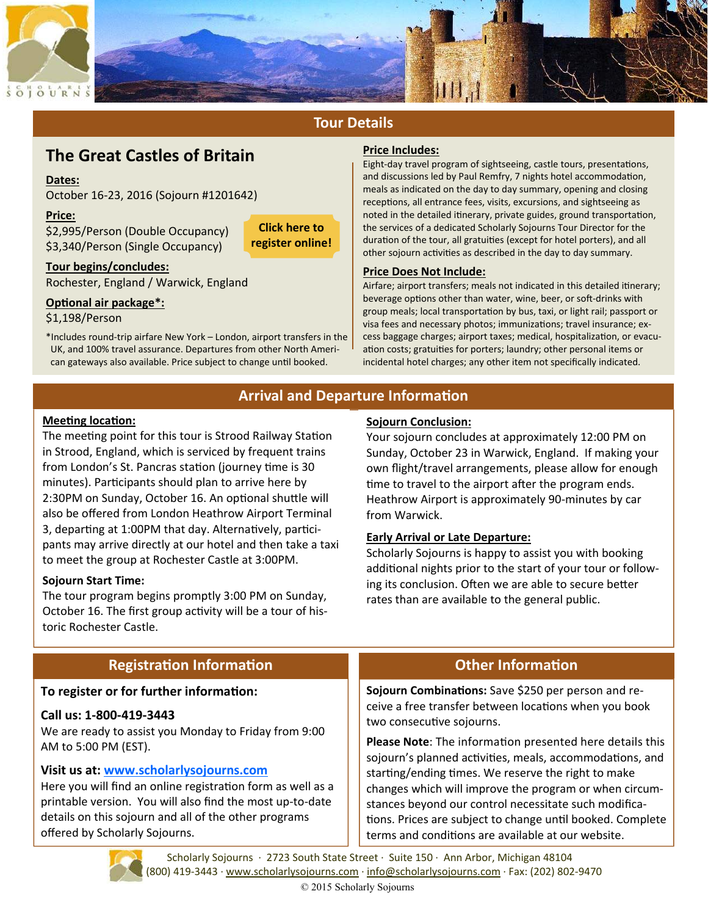## Tour Details

### The Great Castles of Britain

**Dates:**
October 16-23, 2016 (Sojourn #1201642)

**Price:**
$2,995/Person (Double Occupancy)
$3,340/Person (Single Occupancy)

**Click here to register online!**

**Tour begins/concludes:**
Rochester, England / Warwick, England

**Optional air package*:**
$1,198/Person

*Includes round-trip airfare New York – London, airport transfers in the UK, and 100% travel assurance. Departures from other North American gateways also available. Price subject to change until booked.

**Price Includes:**
Eight-day travel program of sightseeing, castle tours, presentations, and discussions led by Paul Remfry, 7 nights hotel accommodation, meals as indicated on the day to day summary, opening and closing receptions, all entrance fees, visits, excursions, and sightseeing as noted in the detailed itinerary, private guides, ground transportation, the services of a dedicated Scholarly Sojourns Tour Director for the duration of the tour, all gratuities (except for hotel porters), and all other sojourn activities as described in the day to day summary.

**Price Does Not Include:**
Airfare; airport transfers; meals not indicated in this detailed itinerary; beverage options other than water, wine, beer, or soft-drinks with group meals; local transportation by bus, taxi, or light rail; passport or visa fees and necessary photos; immunizations; travel insurance; excess baggage charges; airport taxes; medical, hospitalization, or evacuation costs; gratuities for porters; laundry; other personal items or incidental hotel charges; any other item not specifically indicated.

## Arrival and Departure Information

**Meeting location:**
The meeting point for this tour is Strood Railway Station in Strood, England, which is serviced by frequent trains from London's St. Pancras station (journey time is 30 minutes). Participants should plan to arrive here by 2:30PM on Sunday, October 16. An optional shuttle will also be offered from London Heathrow Airport Terminal 3, departing at 1:00PM that day. Alternatively, participants may arrive directly at our hotel and then take a taxi to meet the group at Rochester Castle at 3:00PM.

**Sojourn Start Time:**
The tour program begins promptly 3:00 PM on Sunday, October 16. The first group activity will be a tour of historic Rochester Castle.

**Sojourn Conclusion:**
Your sojourn concludes at approximately 12:00 PM on Sunday, October 23 in Warwick, England. If making your own flight/travel arrangements, please allow for enough time to travel to the airport after the program ends. Heathrow Airport is approximately 90-minutes by car from Warwick.

**Early Arrival or Late Departure:**
Scholarly Sojourns is happy to assist you with booking additional nights prior to the start of your tour or following its conclusion. Often we are able to secure better rates than are available to the general public.

## Registration Information

**To register or for further information:**

**Call us: 1-800-419-3443**
We are ready to assist you Monday to Friday from 9:00 AM to 5:00 PM (EST).

**Visit us at: www.scholarlysojourns.com**
Here you will find an online registration form as well as a printable version. You will also find the most up-to-date details on this sojourn and all of the other programs offered by Scholarly Sojourns.

## Other Information

**Sojourn Combinations:** Save $250 per person and receive a free transfer between locations when you book two consecutive sojourns.

**Please Note**: The information presented here details this sojourn's planned activities, meals, accommodations, and starting/ending times. We reserve the right to make changes which will improve the program or when circumstances beyond our control necessitate such modifications. Prices are subject to change until booked. Complete terms and conditions are available at our website.

Scholarly Sojourns · 2723 South State Street · Suite 150 · Ann Arbor, Michigan 48104
(800) 419-3443 · www.scholarlysojourns.com · info@scholarlysojourns.com · Fax: (202) 802-9470
© 2015 Scholarly Sojourns